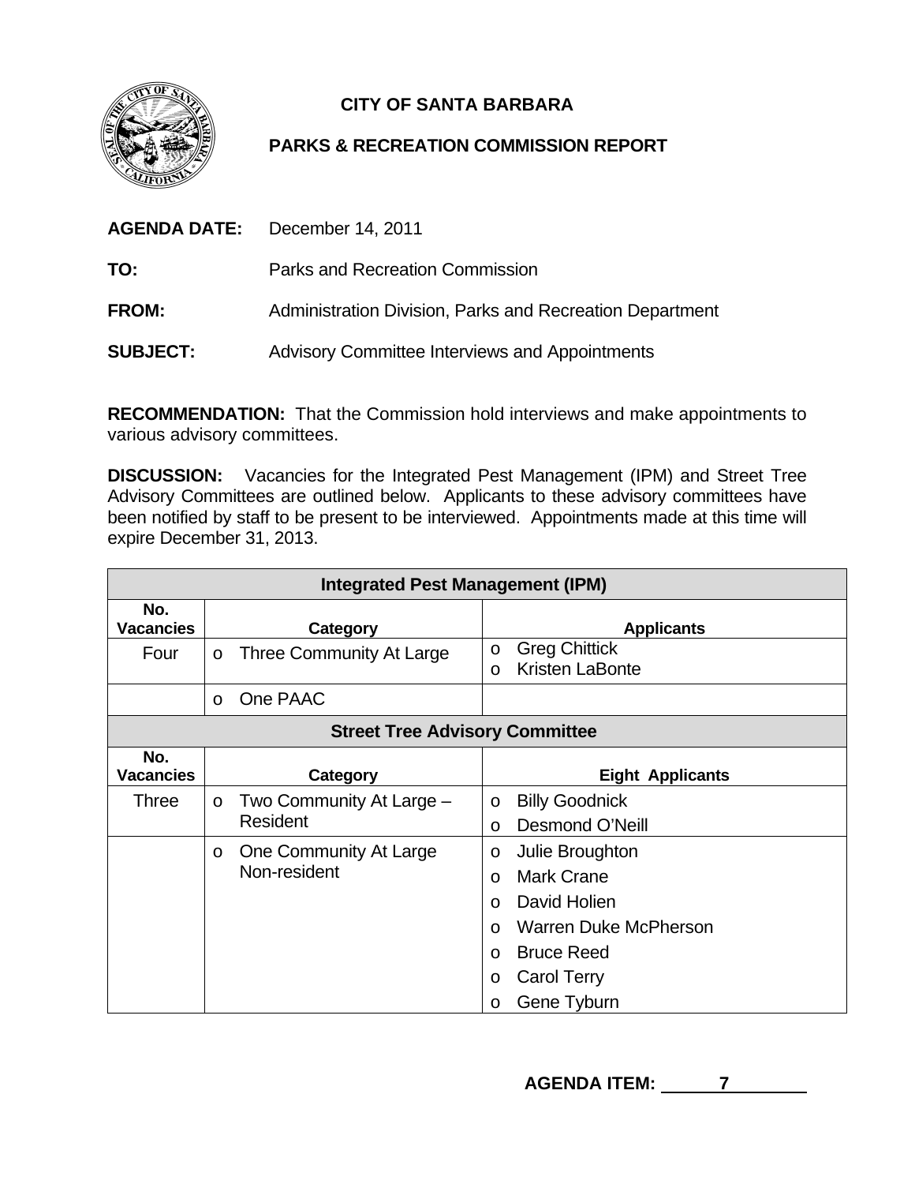# CITY OF SANTA BARBARA

## PARKS & RECREATION COMMISSION REPORT

**AGENDA DATE:** December 14, 2011

**TO:** Parks and Recreation Commission

**FROM:** Administration Division, Parks and Recreation Department

**SUBJECT:** Advisory Committee Interviews and Appointments

**RECOMMENDATION:** That the Commission hold interviews and make appointments to various advisory committees.

**DISCUSSION:** Vacancies for the Integrated Pest Management (IPM) and Street Tree Advisory Committees are outlined below. Applicants to these advisory committees have been notified by staff to be present to be interviewed. Appointments made at this time will expire December 31, 2013.

| **Integrated Pest Management (IPM)** | | |
|---|---|---|
| **No. Vacancies** | **Category** | **Applicants** |
| Four | o Three Community At Large | o Greg Chittick<br>o Kristen LaBonte |
| | o One PAAC | |
| **Street Tree Advisory Committee** | | |
| **No. Vacancies** | **Category** | **Eight Applicants** |
| Three | o Two Community At Large – Resident | o Billy Goodnick<br>o Desmond O'Neill |
| | o One Community At Large Non-resident | o Julie Broughton<br>o Mark Crane<br>o David Holien<br>o Warren Duke McPherson<br>o Bruce Reed<br>o Carol Terry<br>o Gene Tyburn |

**AGENDA ITEM: 7**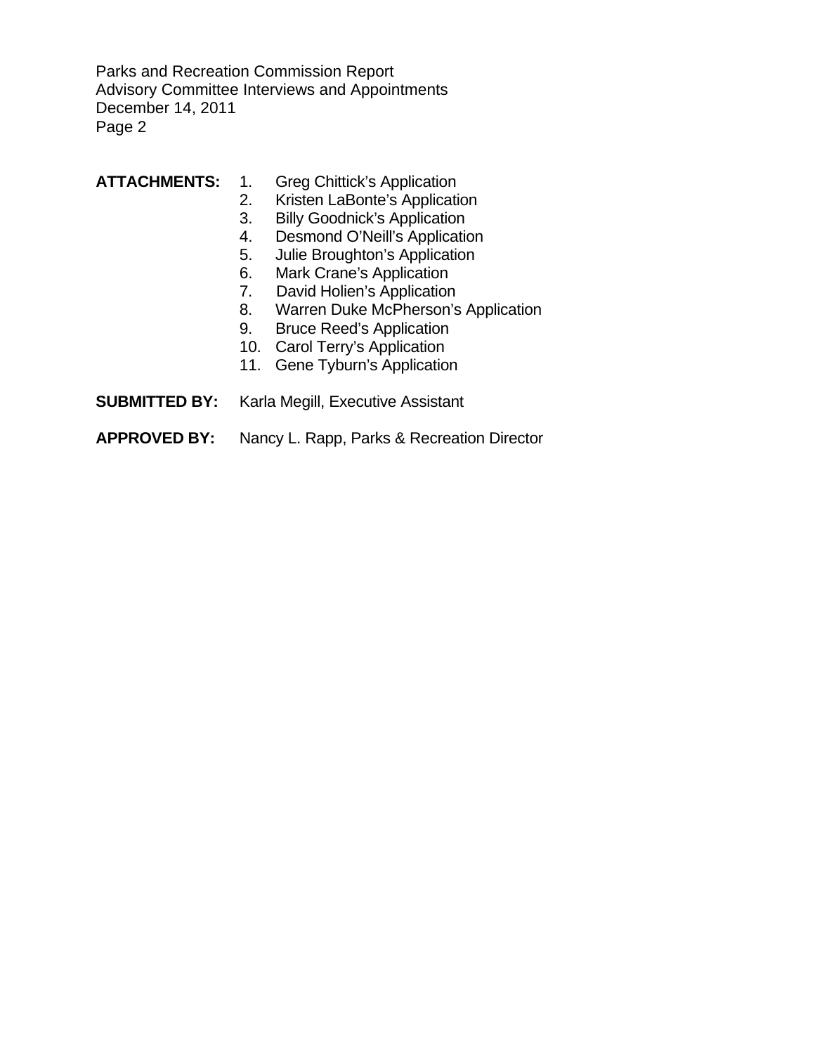**ATTACHMENTS:**

1. Greg Chittick's Application
2. Kristen LaBonte's Application
3. Billy Goodnick's Application
4. Desmond O'Neill's Application
5. Julie Broughton's Application
6. Mark Crane's Application
7. David Holien's Application
8. Warren Duke McPherson's Application
9. Bruce Reed's Application
10. Carol Terry's Application
11. Gene Tyburn's Application

**SUBMITTED BY:** Karla Megill, Executive Assistant

**APPROVED BY:** Nancy L. Rapp, Parks & Recreation Director